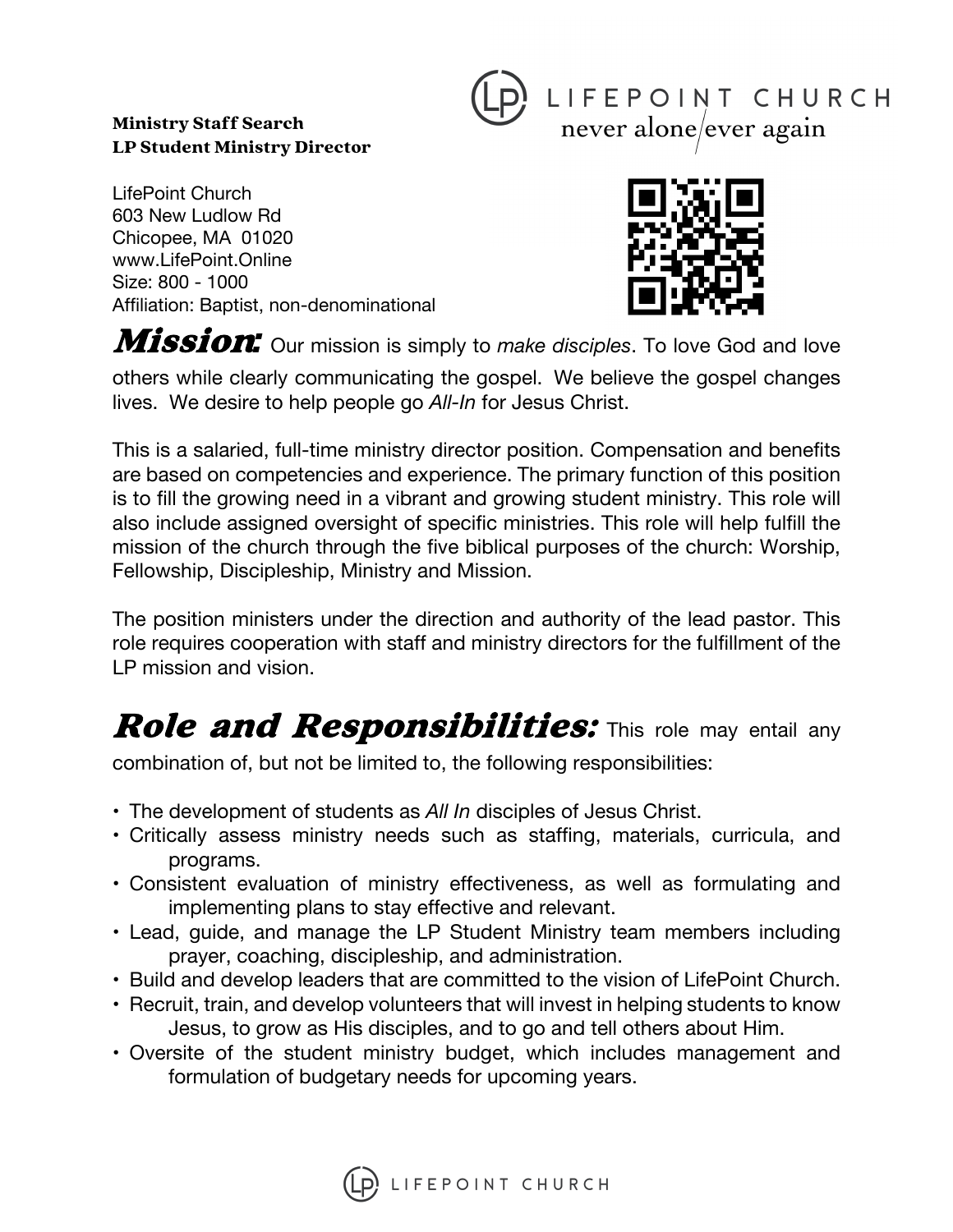**Ministry Staff Search**
**LP Student Ministry Director**

LIFEPOINT CHURCH
never alone/ever again

LifePoint Church
603 New Ludlow Rd
Chicopee, MA 01020
www.LifePoint.Online
Size: 800 - 1000
Affiliation: Baptist, non-denominational

## *Mission:*

Our mission is simply to *make disciples*. To love God and love others while clearly communicating the gospel. We believe the gospel changes lives. We desire to help people go *All-In* for Jesus Christ.

This is a salaried, full-time ministry director position. Compensation and benefits are based on competencies and experience. The primary function of this position is to fill the growing need in a vibrant and growing student ministry. This role will also include assigned oversight of specific ministries. This role will help fulfill the mission of the church through the five biblical purposes of the church: Worship, Fellowship, Discipleship, Ministry and Mission.

The position ministers under the direction and authority of the lead pastor. This role requires cooperation with staff and ministry directors for the fulfillment of the LP mission and vision.

## *Role and Responsibilities:*

This role may entail any combination of, but not be limited to, the following responsibilities:

- The development of students as *All In* disciples of Jesus Christ.
- Critically assess ministry needs such as staffing, materials, curricula, and programs.
- Consistent evaluation of ministry effectiveness, as well as formulating and implementing plans to stay effective and relevant.
- Lead, guide, and manage the LP Student Ministry team members including prayer, coaching, discipleship, and administration.
- Build and develop leaders that are committed to the vision of LifePoint Church.
- Recruit, train, and develop volunteers that will invest in helping students to know Jesus, to grow as His disciples, and to go and tell others about Him.
- Oversite of the student ministry budget, which includes management and formulation of budgetary needs for upcoming years.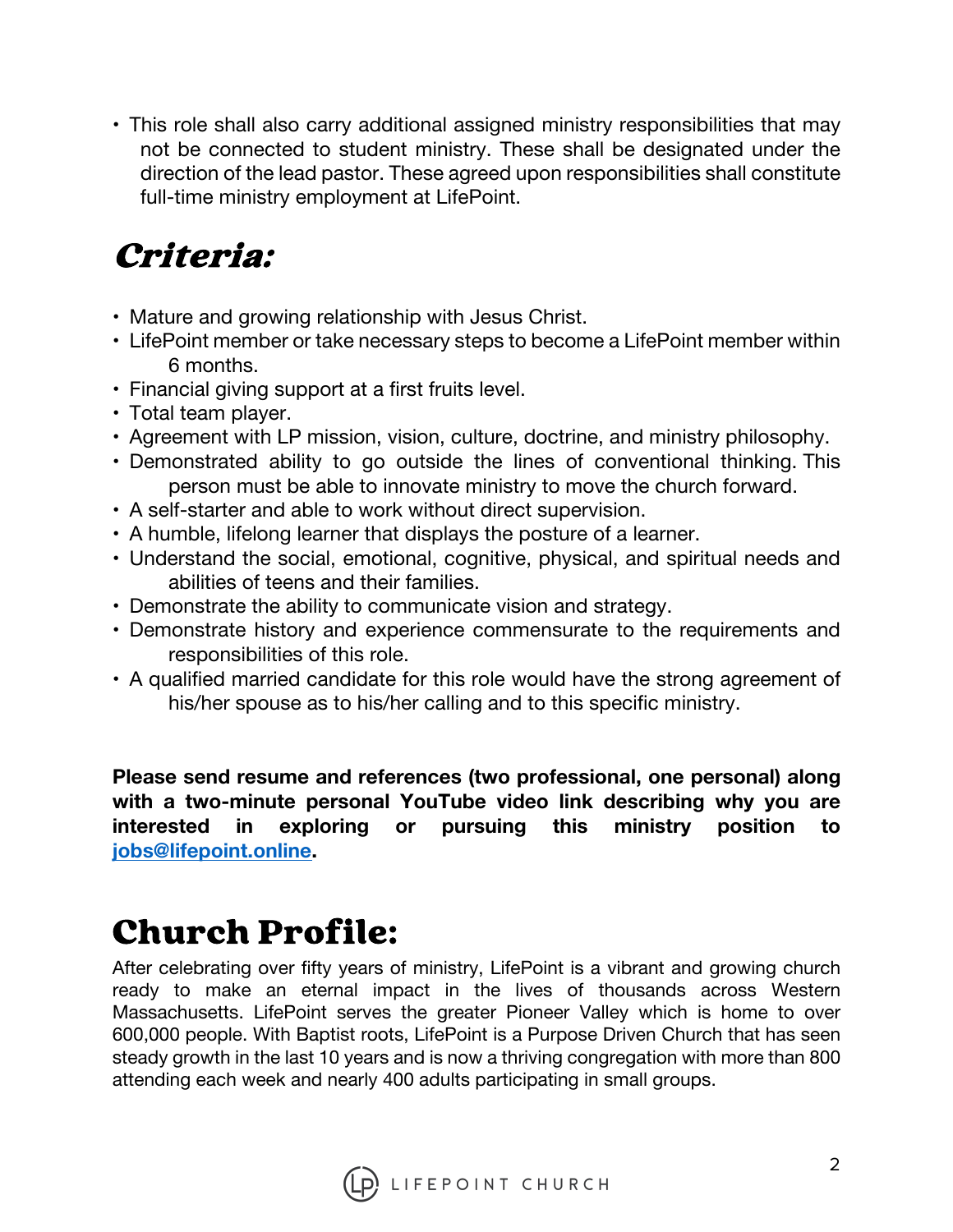- This role shall also carry additional assigned ministry responsibilities that may not be connected to student ministry. These shall be designated under the direction of the lead pastor. These agreed upon responsibilities shall constitute full-time ministry employment at LifePoint.

## *Criteria:*

- Mature and growing relationship with Jesus Christ.
- LifePoint member or take necessary steps to become a LifePoint member within 6 months.
- Financial giving support at a first fruits level.
- Total team player.
- Agreement with LP mission, vision, culture, doctrine, and ministry philosophy.
- Demonstrated ability to go outside the lines of conventional thinking. This person must be able to innovate ministry to move the church forward.
- A self-starter and able to work without direct supervision.
- A humble, lifelong learner that displays the posture of a learner.
- Understand the social, emotional, cognitive, physical, and spiritual needs and abilities of teens and their families.
- Demonstrate the ability to communicate vision and strategy.
- Demonstrate history and experience commensurate to the requirements and responsibilities of this role.
- A qualified married candidate for this role would have the strong agreement of his/her spouse as to his/her calling and to this specific ministry.

**Please send resume and references (two professional, one personal) along with a two-minute personal YouTube video link describing why you are interested in exploring or pursuing this ministry position to [jobs@lifepoint.online](mailto:jobs@lifepoint.online).**

## Church Profile:

After celebrating over fifty years of ministry, LifePoint is a vibrant and growing church ready to make an eternal impact in the lives of thousands across Western Massachusetts. LifePoint serves the greater Pioneer Valley which is home to over 600,000 people. With Baptist roots, LifePoint is a Purpose Driven Church that has seen steady growth in the last 10 years and is now a thriving congregation with more than 800 attending each week and nearly 400 adults participating in small groups.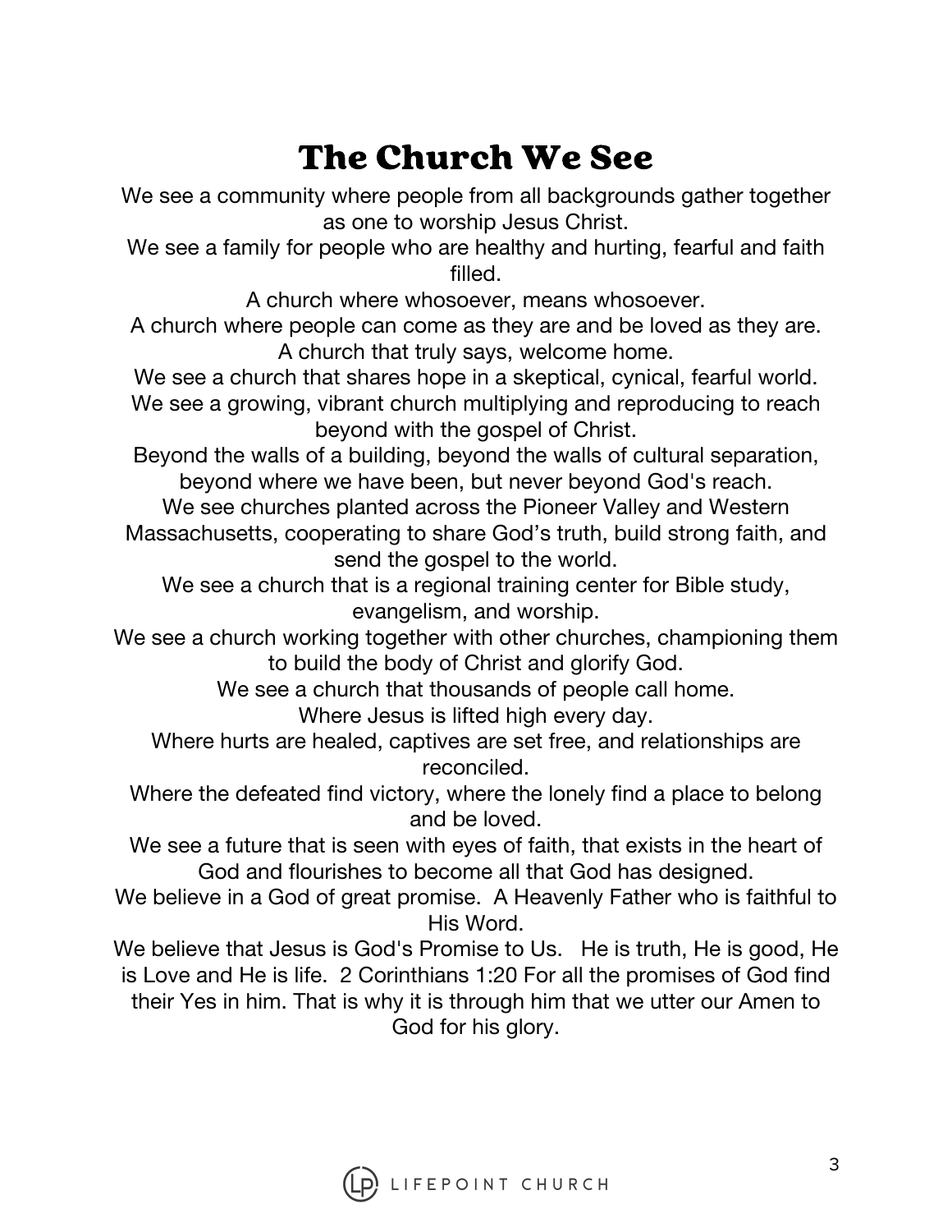# The Church We See

We see a community where people from all backgrounds gather together as one to worship Jesus Christ.

We see a family for people who are healthy and hurting, fearful and faith filled.

A church where whosoever, means whosoever.

A church where people can come as they are and be loved as they are.

A church that truly says, welcome home.

We see a church that shares hope in a skeptical, cynical, fearful world.

We see a growing, vibrant church multiplying and reproducing to reach beyond with the gospel of Christ.

Beyond the walls of a building, beyond the walls of cultural separation, beyond where we have been, but never beyond God's reach.

We see churches planted across the Pioneer Valley and Western Massachusetts, cooperating to share God's truth, build strong faith, and send the gospel to the world.

We see a church that is a regional training center for Bible study, evangelism, and worship.

We see a church working together with other churches, championing them to build the body of Christ and glorify God.

We see a church that thousands of people call home.

Where Jesus is lifted high every day.

Where hurts are healed, captives are set free, and relationships are reconciled.

Where the defeated find victory, where the lonely find a place to belong and be loved.

We see a future that is seen with eyes of faith, that exists in the heart of God and flourishes to become all that God has designed.

We believe in a God of great promise. A Heavenly Father who is faithful to His Word.

We believe that Jesus is God's Promise to Us. He is truth, He is good, He is Love and He is life. 2 Corinthians 1:20 For all the promises of God find their Yes in him. That is why it is through him that we utter our Amen to God for his glory.